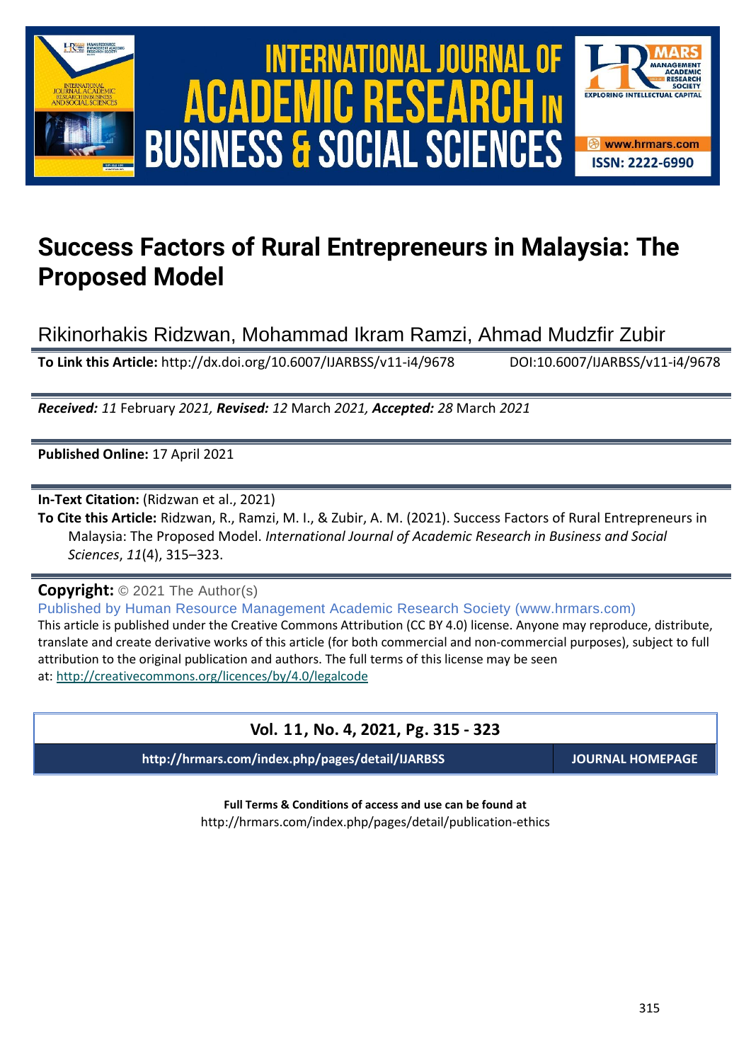# Success Factors of Rural Entrepreneurs in Malaysia: The Proposed Model

Rikinorhakis Ridzwan, Mohammad Ikram Ramzi, Ahmad Mudzfir Zubir

**To Link this Article:** http://dx.doi.org/10.6007/IJARBSS/v11-i4/9678 DOI:10.6007/IJARBSS/v11-i4/9678

***Received:*** *11* February *2021,* ***Revised:*** *12* March *2021,* ***Accepted:*** *28* March *2021*

**Published Online:** 17 April 2021

**In-Text Citation:** (Ridzwan et al., 2021)

**To Cite this Article:** Ridzwan, R., Ramzi, M. I., & Zubir, A. M. (2021). Success Factors of Rural Entrepreneurs in Malaysia: The Proposed Model. *International Journal of Academic Research in Business and Social Sciences*, *11*(4), 315–323.

**Copyright:** © 2021 The Author(s)

Published by Human Resource Management Academic Research Society (www.hrmars.com)

This article is published under the Creative Commons Attribution (CC BY 4.0) license. Anyone may reproduce, distribute, translate and create derivative works of this article (for both commercial and non-commercial purposes), subject to full attribution to the original publication and authors. The full terms of this license may be seen at: http://creativecommons.org/licences/by/4.0/legalcode

**Vol. 11, No. 4, 2021, Pg. 315 - 323**

**http://hrmars.com/index.php/pages/detail/IJARBSS** **JOURNAL HOMEPAGE**

**Full Terms & Conditions of access and use can be found at**

http://hrmars.com/index.php/pages/detail/publication-ethics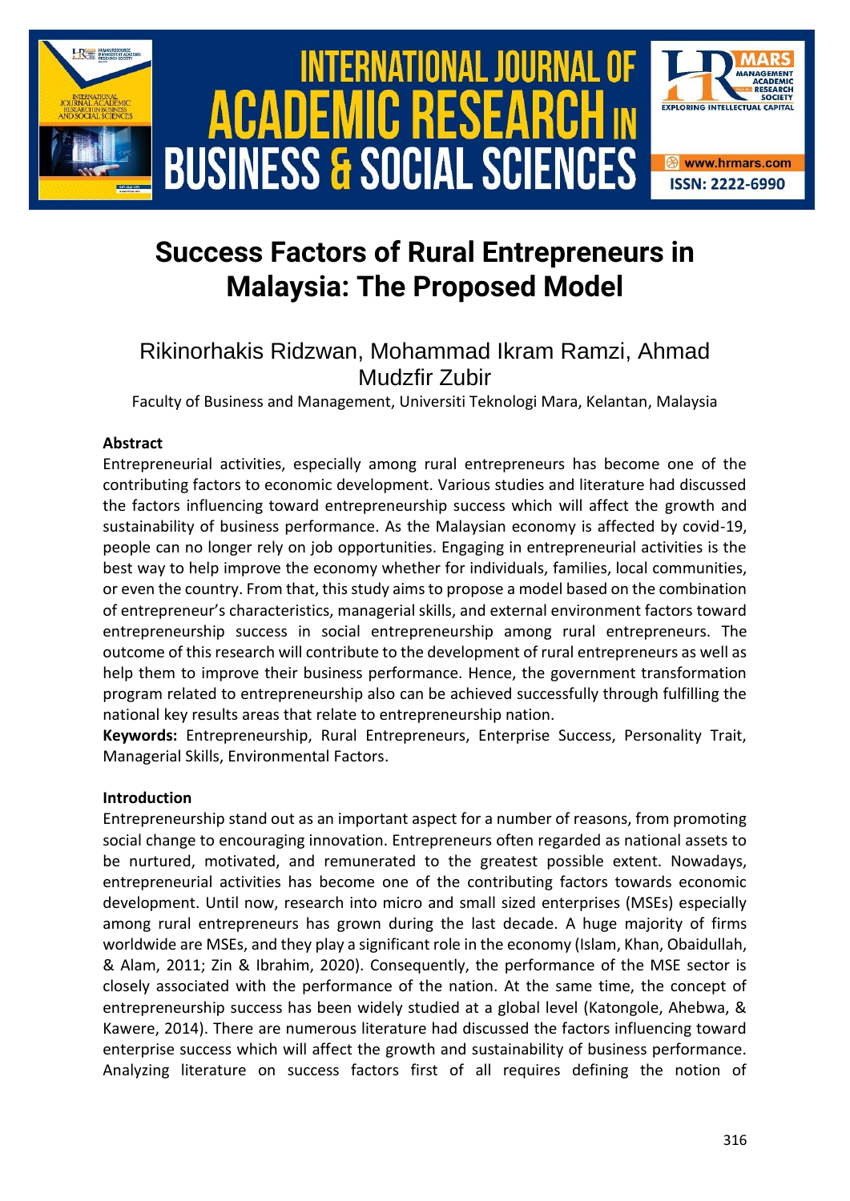# Success Factors of Rural Entrepreneurs in Malaysia: The Proposed Model

Rikinorhakis Ridzwan, Mohammad Ikram Ramzi, Ahmad Mudzfir Zubir

Faculty of Business and Management, Universiti Teknologi Mara, Kelantan, Malaysia

### Abstract

Entrepreneurial activities, especially among rural entrepreneurs has become one of the contributing factors to economic development. Various studies and literature had discussed the factors influencing toward entrepreneurship success which will affect the growth and sustainability of business performance. As the Malaysian economy is affected by covid-19, people can no longer rely on job opportunities. Engaging in entrepreneurial activities is the best way to help improve the economy whether for individuals, families, local communities, or even the country. From that, this study aims to propose a model based on the combination of entrepreneur's characteristics, managerial skills, and external environment factors toward entrepreneurship success in social entrepreneurship among rural entrepreneurs. The outcome of this research will contribute to the development of rural entrepreneurs as well as help them to improve their business performance. Hence, the government transformation program related to entrepreneurship also can be achieved successfully through fulfilling the national key results areas that relate to entrepreneurship nation.

**Keywords:** Entrepreneurship, Rural Entrepreneurs, Enterprise Success, Personality Trait, Managerial Skills, Environmental Factors.

### Introduction

Entrepreneurship stand out as an important aspect for a number of reasons, from promoting social change to encouraging innovation. Entrepreneurs often regarded as national assets to be nurtured, motivated, and remunerated to the greatest possible extent. Nowadays, entrepreneurial activities has become one of the contributing factors towards economic development. Until now, research into micro and small sized enterprises (MSEs) especially among rural entrepreneurs has grown during the last decade. A huge majority of firms worldwide are MSEs, and they play a significant role in the economy (Islam, Khan, Obaidullah, & Alam, 2011; Zin & Ibrahim, 2020). Consequently, the performance of the MSE sector is closely associated with the performance of the nation. At the same time, the concept of entrepreneurship success has been widely studied at a global level (Katongole, Ahebwa, & Kawere, 2014). There are numerous literature had discussed the factors influencing toward enterprise success which will affect the growth and sustainability of business performance. Analyzing literature on success factors first of all requires defining the notion of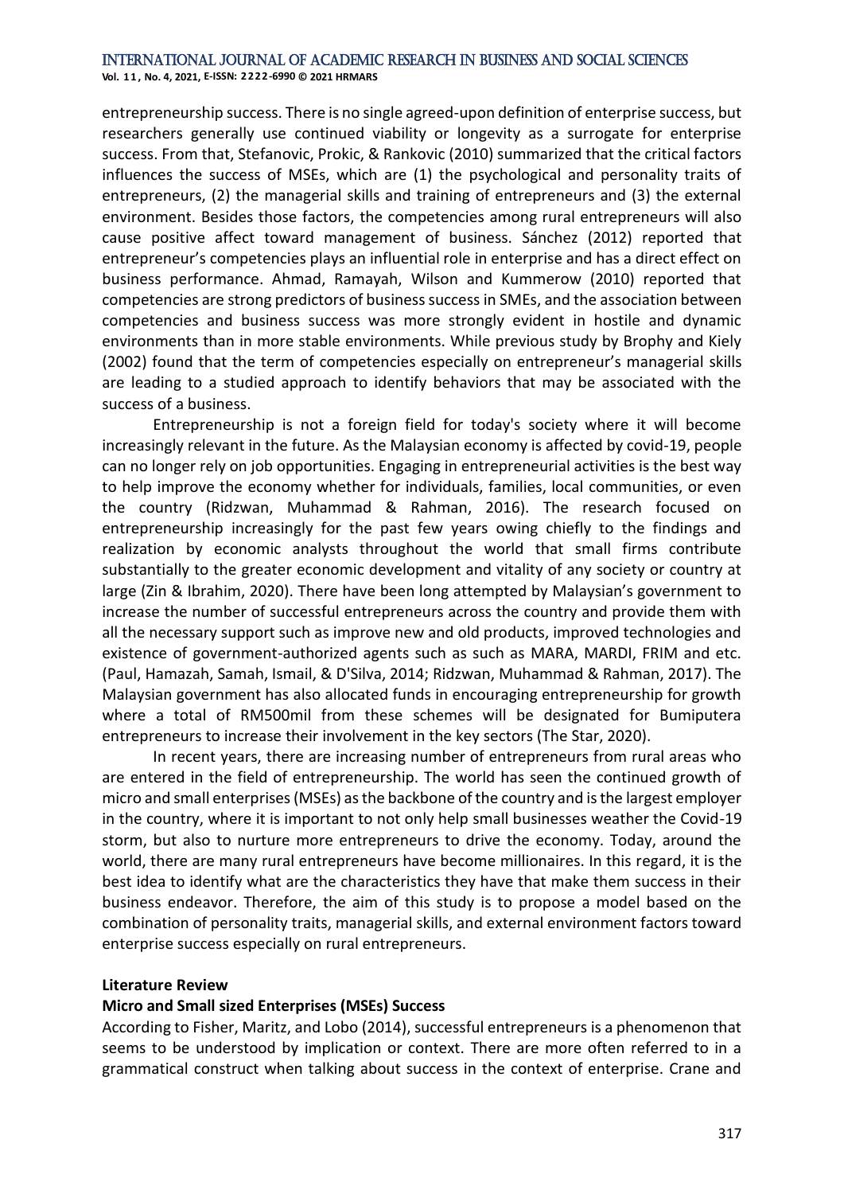entrepreneurship success. There is no single agreed-upon definition of enterprise success, but researchers generally use continued viability or longevity as a surrogate for enterprise success. From that, Stefanovic, Prokic, & Rankovic (2010) summarized that the critical factors influences the success of MSEs, which are (1) the psychological and personality traits of entrepreneurs, (2) the managerial skills and training of entrepreneurs and (3) the external environment. Besides those factors, the competencies among rural entrepreneurs will also cause positive affect toward management of business. Sánchez (2012) reported that entrepreneur's competencies plays an influential role in enterprise and has a direct effect on business performance. Ahmad, Ramayah, Wilson and Kummerow (2010) reported that competencies are strong predictors of business success in SMEs, and the association between competencies and business success was more strongly evident in hostile and dynamic environments than in more stable environments. While previous study by Brophy and Kiely (2002) found that the term of competencies especially on entrepreneur's managerial skills are leading to a studied approach to identify behaviors that may be associated with the success of a business.

Entrepreneurship is not a foreign field for today's society where it will become increasingly relevant in the future. As the Malaysian economy is affected by covid-19, people can no longer rely on job opportunities. Engaging in entrepreneurial activities is the best way to help improve the economy whether for individuals, families, local communities, or even the country (Ridzwan, Muhammad & Rahman, 2016). The research focused on entrepreneurship increasingly for the past few years owing chiefly to the findings and realization by economic analysts throughout the world that small firms contribute substantially to the greater economic development and vitality of any society or country at large (Zin & Ibrahim, 2020). There have been long attempted by Malaysian's government to increase the number of successful entrepreneurs across the country and provide them with all the necessary support such as improve new and old products, improved technologies and existence of government-authorized agents such as such as MARA, MARDI, FRIM and etc. (Paul, Hamazah, Samah, Ismail, & D'Silva, 2014; Ridzwan, Muhammad & Rahman, 2017). The Malaysian government has also allocated funds in encouraging entrepreneurship for growth where a total of RM500mil from these schemes will be designated for Bumiputera entrepreneurs to increase their involvement in the key sectors (The Star, 2020).

In recent years, there are increasing number of entrepreneurs from rural areas who are entered in the field of entrepreneurship. The world has seen the continued growth of micro and small enterprises (MSEs) as the backbone of the country and is the largest employer in the country, where it is important to not only help small businesses weather the Covid-19 storm, but also to nurture more entrepreneurs to drive the economy. Today, around the world, there are many rural entrepreneurs have become millionaires. In this regard, it is the best idea to identify what are the characteristics they have that make them success in their business endeavor. Therefore, the aim of this study is to propose a model based on the combination of personality traits, managerial skills, and external environment factors toward enterprise success especially on rural entrepreneurs.

## Literature Review

### Micro and Small sized Enterprises (MSEs) Success

According to Fisher, Maritz, and Lobo (2014), successful entrepreneurs is a phenomenon that seems to be understood by implication or context. There are more often referred to in a grammatical construct when talking about success in the context of enterprise. Crane and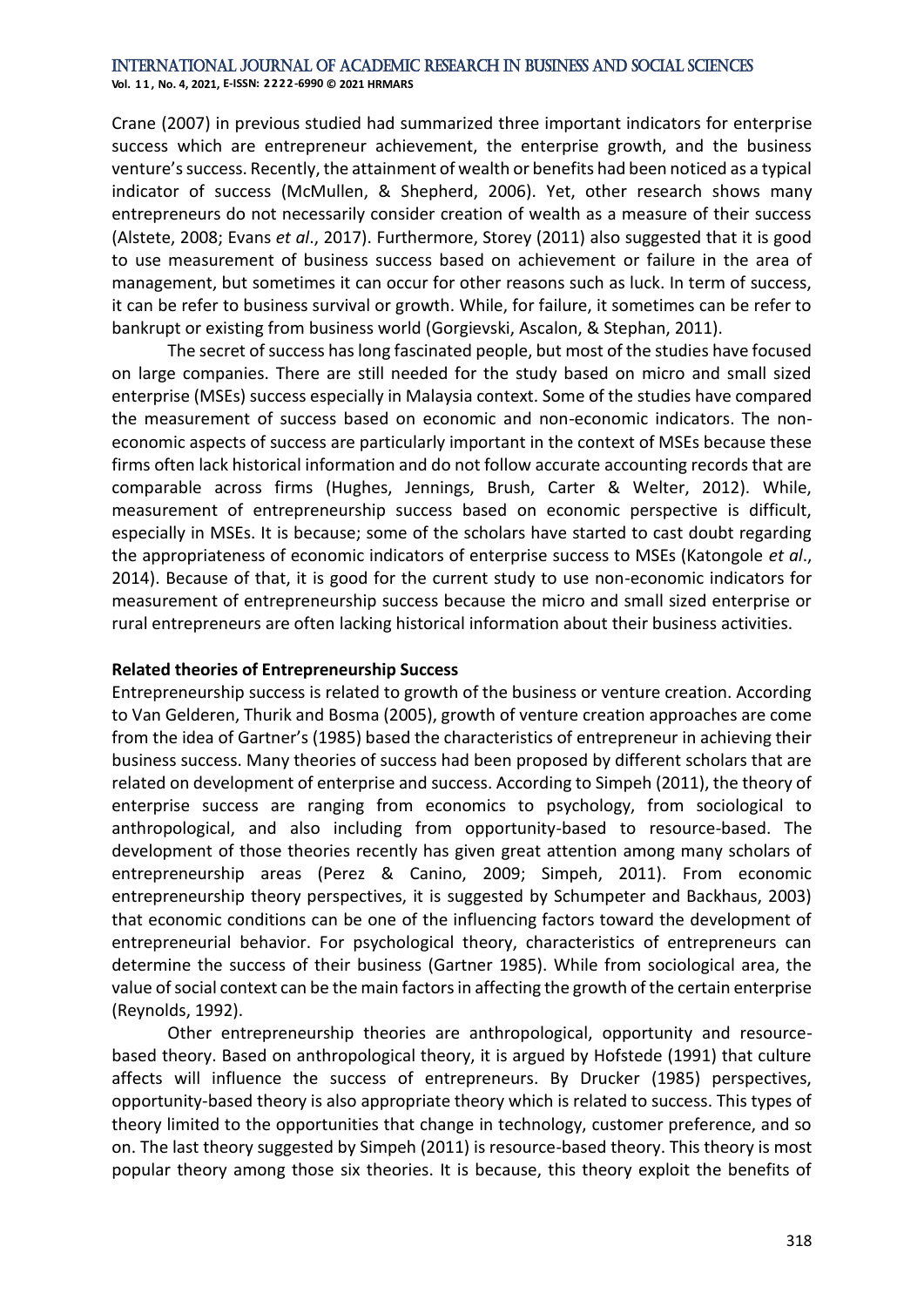Crane (2007) in previous studied had summarized three important indicators for enterprise success which are entrepreneur achievement, the enterprise growth, and the business venture's success. Recently, the attainment of wealth or benefits had been noticed as a typical indicator of success (McMullen, & Shepherd, 2006). Yet, other research shows many entrepreneurs do not necessarily consider creation of wealth as a measure of their success (Alstete, 2008; Evans *et al*., 2017). Furthermore, Storey (2011) also suggested that it is good to use measurement of business success based on achievement or failure in the area of management, but sometimes it can occur for other reasons such as luck. In term of success, it can be refer to business survival or growth. While, for failure, it sometimes can be refer to bankrupt or existing from business world (Gorgievski, Ascalon, & Stephan, 2011).

The secret of success has long fascinated people, but most of the studies have focused on large companies. There are still needed for the study based on micro and small sized enterprise (MSEs) success especially in Malaysia context. Some of the studies have compared the measurement of success based on economic and non-economic indicators. The non-economic aspects of success are particularly important in the context of MSEs because these firms often lack historical information and do not follow accurate accounting records that are comparable across firms (Hughes, Jennings, Brush, Carter & Welter, 2012). While, measurement of entrepreneurship success based on economic perspective is difficult, especially in MSEs. It is because; some of the scholars have started to cast doubt regarding the appropriateness of economic indicators of enterprise success to MSEs (Katongole *et al*., 2014). Because of that, it is good for the current study to use non-economic indicators for measurement of entrepreneurship success because the micro and small sized enterprise or rural entrepreneurs are often lacking historical information about their business activities.

### Related theories of Entrepreneurship Success

Entrepreneurship success is related to growth of the business or venture creation. According to Van Gelderen, Thurik and Bosma (2005), growth of venture creation approaches are come from the idea of Gartner's (1985) based the characteristics of entrepreneur in achieving their business success. Many theories of success had been proposed by different scholars that are related on development of enterprise and success. According to Simpeh (2011), the theory of enterprise success are ranging from economics to psychology, from sociological to anthropological, and also including from opportunity-based to resource-based. The development of those theories recently has given great attention among many scholars of entrepreneurship areas (Perez & Canino, 2009; Simpeh, 2011). From economic entrepreneurship theory perspectives, it is suggested by Schumpeter and Backhaus, 2003) that economic conditions can be one of the influencing factors toward the development of entrepreneurial behavior. For psychological theory, characteristics of entrepreneurs can determine the success of their business (Gartner 1985). While from sociological area, the value of social context can be the main factors in affecting the growth of the certain enterprise (Reynolds, 1992).

Other entrepreneurship theories are anthropological, opportunity and resource-based theory. Based on anthropological theory, it is argued by Hofstede (1991) that culture affects will influence the success of entrepreneurs. By Drucker (1985) perspectives, opportunity-based theory is also appropriate theory which is related to success. This types of theory limited to the opportunities that change in technology, customer preference, and so on. The last theory suggested by Simpeh (2011) is resource-based theory. This theory is most popular theory among those six theories. It is because, this theory exploit the benefits of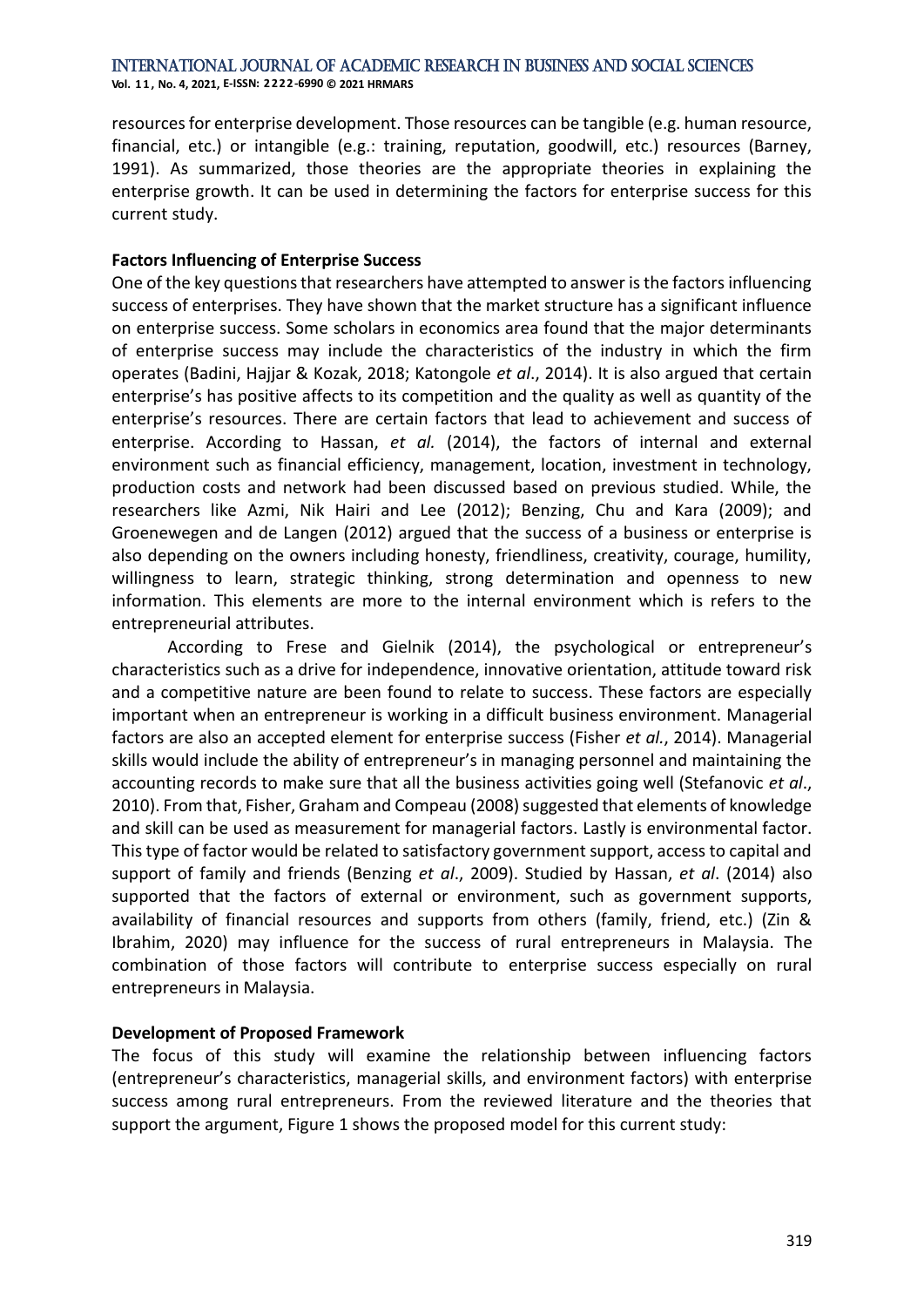resources for enterprise development. Those resources can be tangible (e.g. human resource, financial, etc.) or intangible (e.g.: training, reputation, goodwill, etc.) resources (Barney, 1991). As summarized, those theories are the appropriate theories in explaining the enterprise growth. It can be used in determining the factors for enterprise success for this current study.

**Factors Influencing of Enterprise Success**

One of the key questions that researchers have attempted to answer is the factors influencing success of enterprises. They have shown that the market structure has a significant influence on enterprise success. Some scholars in economics area found that the major determinants of enterprise success may include the characteristics of the industry in which the firm operates (Badini, Hajjar & Kozak, 2018; Katongole *et al*., 2014). It is also argued that certain enterprise's has positive affects to its competition and the quality as well as quantity of the enterprise's resources. There are certain factors that lead to achievement and success of enterprise. According to Hassan, *et al.* (2014), the factors of internal and external environment such as financial efficiency, management, location, investment in technology, production costs and network had been discussed based on previous studied. While, the researchers like Azmi, Nik Hairi and Lee (2012); Benzing, Chu and Kara (2009); and Groenewegen and de Langen (2012) argued that the success of a business or enterprise is also depending on the owners including honesty, friendliness, creativity, courage, humility, willingness to learn, strategic thinking, strong determination and openness to new information. This elements are more to the internal environment which is refers to the entrepreneurial attributes.

According to Frese and Gielnik (2014), the psychological or entrepreneur's characteristics such as a drive for independence, innovative orientation, attitude toward risk and a competitive nature are been found to relate to success. These factors are especially important when an entrepreneur is working in a difficult business environment. Managerial factors are also an accepted element for enterprise success (Fisher *et al.*, 2014). Managerial skills would include the ability of entrepreneur's in managing personnel and maintaining the accounting records to make sure that all the business activities going well (Stefanovic *et al*., 2010). From that, Fisher, Graham and Compeau (2008) suggested that elements of knowledge and skill can be used as measurement for managerial factors. Lastly is environmental factor. This type of factor would be related to satisfactory government support, access to capital and support of family and friends (Benzing *et al*., 2009). Studied by Hassan, *et al*. (2014) also supported that the factors of external or environment, such as government supports, availability of financial resources and supports from others (family, friend, etc.) (Zin & Ibrahim, 2020) may influence for the success of rural entrepreneurs in Malaysia. The combination of those factors will contribute to enterprise success especially on rural entrepreneurs in Malaysia.

**Development of Proposed Framework**

The focus of this study will examine the relationship between influencing factors (entrepreneur's characteristics, managerial skills, and environment factors) with enterprise success among rural entrepreneurs. From the reviewed literature and the theories that support the argument, Figure 1 shows the proposed model for this current study: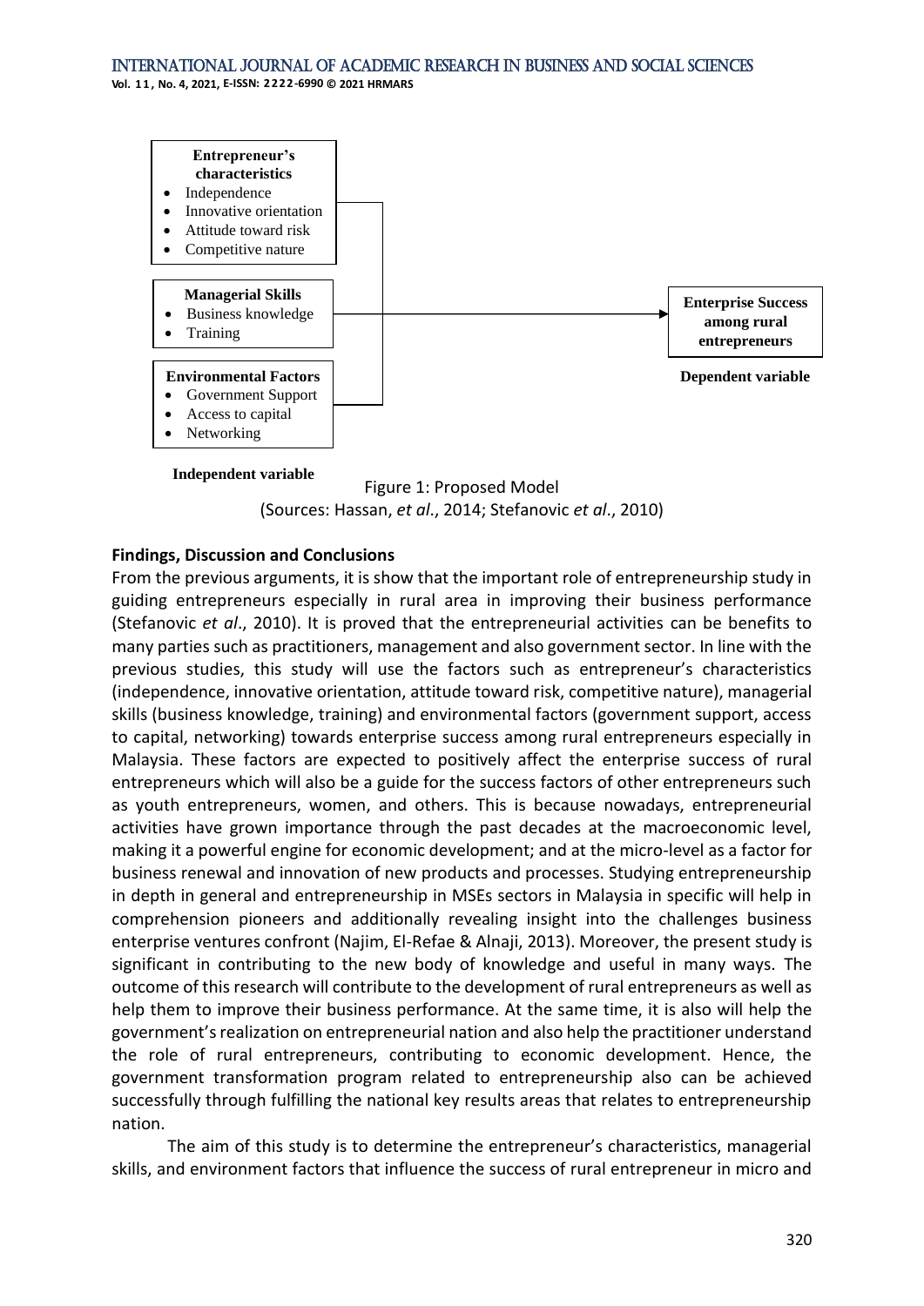**Entrepreneur's characteristics**
- Independence
- Innovative orientation
- Attitude toward risk
- Competitive nature

**Managerial Skills**
- Business knowledge
- Training

**Environmental Factors**
- Government Support
- Access to capital
- Networking

**Independent variable**

**Enterprise Success among rural entrepreneurs**

**Dependent variable**

Figure 1: Proposed Model
(Sources: Hassan, *et al*., 2014; Stefanovic *et al*., 2010)

## Findings, Discussion and Conclusions

From the previous arguments, it is show that the important role of entrepreneurship study in guiding entrepreneurs especially in rural area in improving their business performance (Stefanovic *et al*., 2010). It is proved that the entrepreneurial activities can be benefits to many parties such as practitioners, management and also government sector. In line with the previous studies, this study will use the factors such as entrepreneur's characteristics (independence, innovative orientation, attitude toward risk, competitive nature), managerial skills (business knowledge, training) and environmental factors (government support, access to capital, networking) towards enterprise success among rural entrepreneurs especially in Malaysia. These factors are expected to positively affect the enterprise success of rural entrepreneurs which will also be a guide for the success factors of other entrepreneurs such as youth entrepreneurs, women, and others. This is because nowadays, entrepreneurial activities have grown importance through the past decades at the macroeconomic level, making it a powerful engine for economic development; and at the micro-level as a factor for business renewal and innovation of new products and processes. Studying entrepreneurship in depth in general and entrepreneurship in MSEs sectors in Malaysia in specific will help in comprehension pioneers and additionally revealing insight into the challenges business enterprise ventures confront (Najim, El-Refae & Alnaji, 2013). Moreover, the present study is significant in contributing to the new body of knowledge and useful in many ways. The outcome of this research will contribute to the development of rural entrepreneurs as well as help them to improve their business performance. At the same time, it is also will help the government's realization on entrepreneurial nation and also help the practitioner understand the role of rural entrepreneurs, contributing to economic development. Hence, the government transformation program related to entrepreneurship also can be achieved successfully through fulfilling the national key results areas that relates to entrepreneurship nation.

The aim of this study is to determine the entrepreneur's characteristics, managerial skills, and environment factors that influence the success of rural entrepreneur in micro and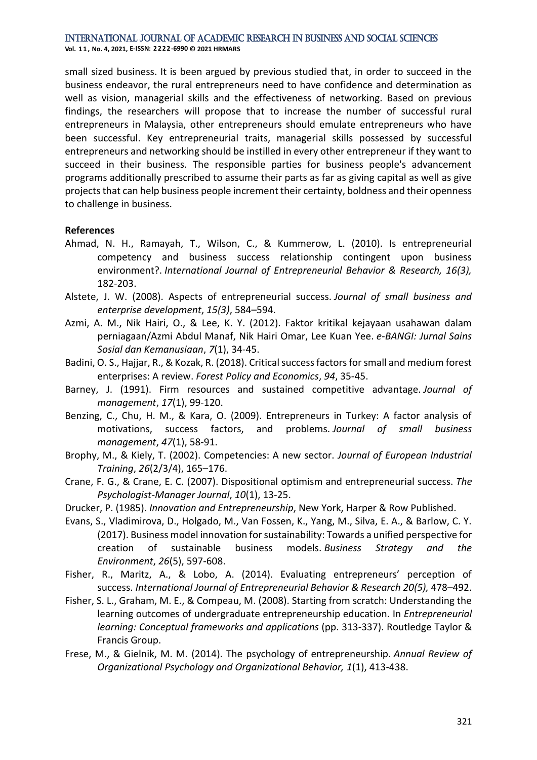small sized business. It is been argued by previous studied that, in order to succeed in the business endeavor, the rural entrepreneurs need to have confidence and determination as well as vision, managerial skills and the effectiveness of networking. Based on previous findings, the researchers will propose that to increase the number of successful rural entrepreneurs in Malaysia, other entrepreneurs should emulate entrepreneurs who have been successful. Key entrepreneurial traits, managerial skills possessed by successful entrepreneurs and networking should be instilled in every other entrepreneur if they want to succeed in their business. The responsible parties for business people's advancement programs additionally prescribed to assume their parts as far as giving capital as well as give projects that can help business people increment their certainty, boldness and their openness to challenge in business.

**References**

Ahmad, N. H., Ramayah, T., Wilson, C., & Kummerow, L. (2010). Is entrepreneurial competency and business success relationship contingent upon business environment?. *International Journal of Entrepreneurial Behavior & Research, 16(3),* 182-203.

Alstete, J. W. (2008). Aspects of entrepreneurial success. *Journal of small business and enterprise development*, *15(3)*, 584–594.

Azmi, A. M., Nik Hairi, O., & Lee, K. Y. (2012). Faktor kritikal kejayaan usahawan dalam perniagaan/Azmi Abdul Manaf, Nik Hairi Omar, Lee Kuan Yee. *e-BANGI: Jurnal Sains Sosial dan Kemanusiaan*, *7*(1), 34-45.

Badini, O. S., Hajjar, R., & Kozak, R. (2018). Critical success factors for small and medium forest enterprises: A review. *Forest Policy and Economics*, *94*, 35-45.

Barney, J. (1991). Firm resources and sustained competitive advantage. *Journal of management*, *17*(1), 99-120.

Benzing, C., Chu, H. M., & Kara, O. (2009). Entrepreneurs in Turkey: A factor analysis of motivations, success factors, and problems. *Journal of small business management*, *47*(1), 58-91.

Brophy, M., & Kiely, T. (2002). Competencies: A new sector. *Journal of European Industrial Training*, *26*(2/3/4), 165–176.

Crane, F. G., & Crane, E. C. (2007). Dispositional optimism and entrepreneurial success. *The Psychologist-Manager Journal*, *10*(1), 13-25.

Drucker, P. (1985). *Innovation and Entrepreneurship*, New York, Harper & Row Published.

Evans, S., Vladimirova, D., Holgado, M., Van Fossen, K., Yang, M., Silva, E. A., & Barlow, C. Y. (2017). Business model innovation for sustainability: Towards a unified perspective for creation of sustainable business models. *Business Strategy and the Environment*, *26*(5), 597-608.

Fisher, R., Maritz, A., & Lobo, A. (2014). Evaluating entrepreneurs' perception of success. *International Journal of Entrepreneurial Behavior & Research 20(5),* 478–492.

Fisher, S. L., Graham, M. E., & Compeau, M. (2008). Starting from scratch: Understanding the learning outcomes of undergraduate entrepreneurship education. In *Entrepreneurial learning: Conceptual frameworks and applications* (pp. 313-337). Routledge Taylor & Francis Group.

Frese, M., & Gielnik, M. M. (2014). The psychology of entrepreneurship. *Annual Review of Organizational Psychology and Organizational Behavior, 1*(1), 413-438.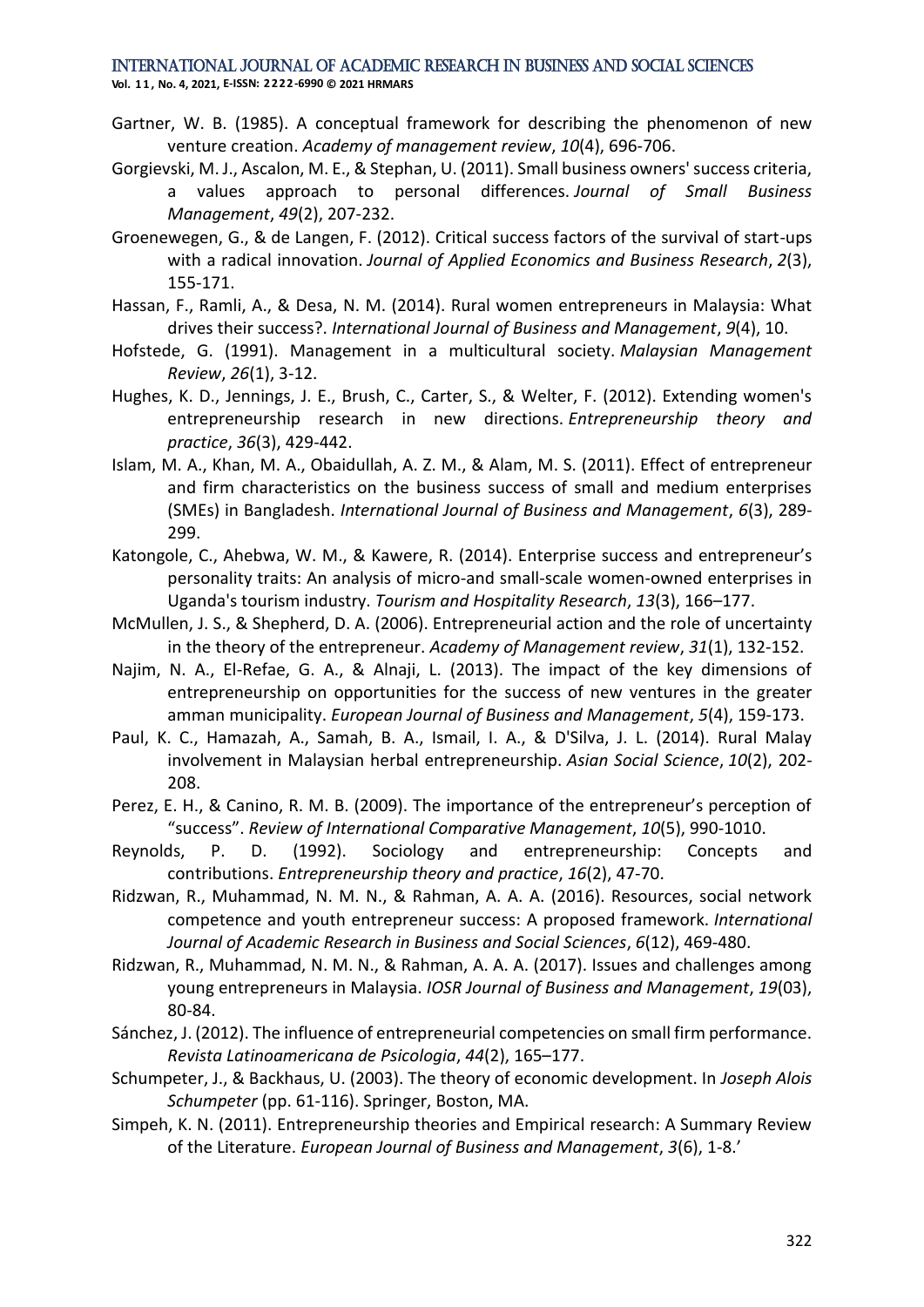Gartner, W. B. (1985). A conceptual framework for describing the phenomenon of new venture creation. *Academy of management review*, *10*(4), 696-706.

Gorgievski, M. J., Ascalon, M. E., & Stephan, U. (2011). Small business owners' success criteria, a values approach to personal differences. *Journal of Small Business Management*, *49*(2), 207-232.

Groenewegen, G., & de Langen, F. (2012). Critical success factors of the survival of start-ups with a radical innovation. *Journal of Applied Economics and Business Research*, *2*(3), 155-171.

Hassan, F., Ramli, A., & Desa, N. M. (2014). Rural women entrepreneurs in Malaysia: What drives their success?. *International Journal of Business and Management*, *9*(4), 10.

Hofstede, G. (1991). Management in a multicultural society. *Malaysian Management Review*, *26*(1), 3-12.

Hughes, K. D., Jennings, J. E., Brush, C., Carter, S., & Welter, F. (2012). Extending women's entrepreneurship research in new directions. *Entrepreneurship theory and practice*, *36*(3), 429-442.

Islam, M. A., Khan, M. A., Obaidullah, A. Z. M., & Alam, M. S. (2011). Effect of entrepreneur and firm characteristics on the business success of small and medium enterprises (SMEs) in Bangladesh. *International Journal of Business and Management*, *6*(3), 289-299.

Katongole, C., Ahebwa, W. M., & Kawere, R. (2014). Enterprise success and entrepreneur's personality traits: An analysis of micro-and small-scale women-owned enterprises in Uganda's tourism industry. *Tourism and Hospitality Research*, *13*(3), 166–177.

McMullen, J. S., & Shepherd, D. A. (2006). Entrepreneurial action and the role of uncertainty in the theory of the entrepreneur. *Academy of Management review*, *31*(1), 132-152.

Najim, N. A., El-Refae, G. A., & Alnaji, L. (2013). The impact of the key dimensions of entrepreneurship on opportunities for the success of new ventures in the greater amman municipality. *European Journal of Business and Management*, *5*(4), 159-173.

Paul, K. C., Hamazah, A., Samah, B. A., Ismail, I. A., & D'Silva, J. L. (2014). Rural Malay involvement in Malaysian herbal entrepreneurship. *Asian Social Science*, *10*(2), 202-208.

Perez, E. H., & Canino, R. M. B. (2009). The importance of the entrepreneur's perception of "success". *Review of International Comparative Management*, *10*(5), 990-1010.

Reynolds, P. D. (1992). Sociology and entrepreneurship: Concepts and contributions. *Entrepreneurship theory and practice*, *16*(2), 47-70.

Ridzwan, R., Muhammad, N. M. N., & Rahman, A. A. A. (2016). Resources, social network competence and youth entrepreneur success: A proposed framework. *International Journal of Academic Research in Business and Social Sciences*, *6*(12), 469-480.

Ridzwan, R., Muhammad, N. M. N., & Rahman, A. A. A. (2017). Issues and challenges among young entrepreneurs in Malaysia. *IOSR Journal of Business and Management*, *19*(03), 80-84.

Sánchez, J. (2012). The influence of entrepreneurial competencies on small firm performance. *Revista Latinoamericana de Psicologia*, *44*(2), 165–177.

Schumpeter, J., & Backhaus, U. (2003). The theory of economic development. In *Joseph Alois Schumpeter* (pp. 61-116). Springer, Boston, MA.

Simpeh, K. N. (2011). Entrepreneurship theories and Empirical research: A Summary Review of the Literature. *European Journal of Business and Management*, *3*(6), 1-8.'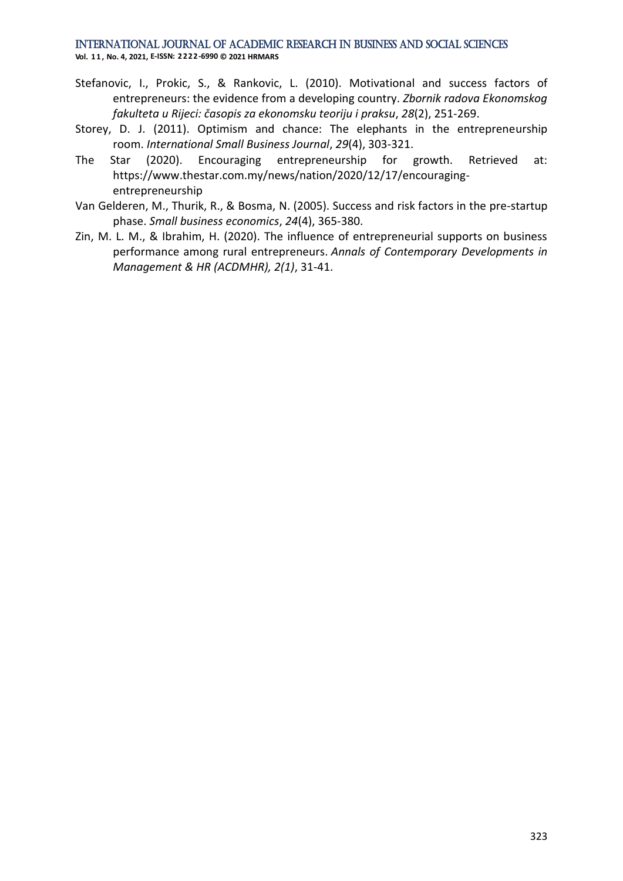Stefanovic, I., Prokic, S., & Rankovic, L. (2010). Motivational and success factors of entrepreneurs: the evidence from a developing country. *Zbornik radova Ekonomskog fakulteta u Rijeci: časopis za ekonomsku teoriju i praksu*, *28*(2), 251-269.

Storey, D. J. (2011). Optimism and chance: The elephants in the entrepreneurship room. *International Small Business Journal*, *29*(4), 303-321.

The Star (2020). Encouraging entrepreneurship for growth. Retrieved at: https://www.thestar.com.my/news/nation/2020/12/17/encouraging-entrepreneurship

Van Gelderen, M., Thurik, R., & Bosma, N. (2005). Success and risk factors in the pre-startup phase. *Small business economics*, *24*(4), 365-380.

Zin, M. L. M., & Ibrahim, H. (2020). The influence of entrepreneurial supports on business performance among rural entrepreneurs. *Annals of Contemporary Developments in Management & HR (ACDMHR), 2(1)*, 31-41.